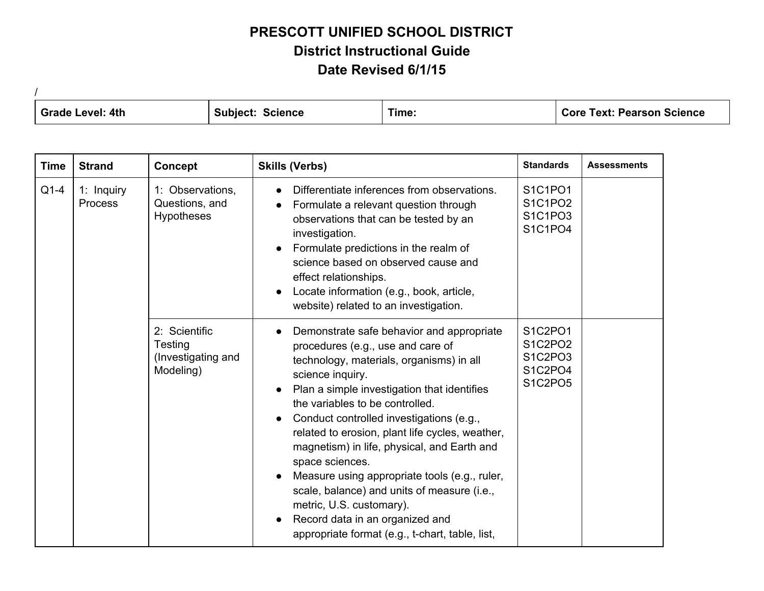# PRESCOTT UNIFIED SCHOOL DISTRICT
## District Instructional Guide
## Date Revised 6/1/15

/

| Grade Level: 4th | Subject: Science | Time: | Core Text: Pearson Science |
|---|---|---|---|

| Time | Strand | Concept | Skills (Verbs) | Standards | Assessments |
|---|---|---|---|---|---|
| Q1-4 | 1: Inquiry Process | 1: Observations, Questions, and Hypotheses | • Differentiate inferences from observations.<br>• Formulate a relevant question through observations that can be tested by an investigation.<br>• Formulate predictions in the realm of science based on observed cause and effect relationships.<br>• Locate information (e.g., book, article, website) related to an investigation. | S1C1PO1<br>S1C1PO2<br>S1C1PO3<br>S1C1PO4 | |
| | | 2: Scientific Testing (Investigating and Modeling) | • Demonstrate safe behavior and appropriate procedures (e.g., use and care of technology, materials, organisms) in all science inquiry.<br>• Plan a simple investigation that identifies the variables to be controlled.<br>• Conduct controlled investigations (e.g., related to erosion, plant life cycles, weather, magnetism) in life, physical, and Earth and space sciences.<br>• Measure using appropriate tools (e.g., ruler, scale, balance) and units of measure (i.e., metric, U.S. customary).<br>• Record data in an organized and appropriate format (e.g., t-chart, table, list, | S1C2PO1<br>S1C2PO2<br>S1C2PO3<br>S1C2PO4<br>S1C2PO5 | |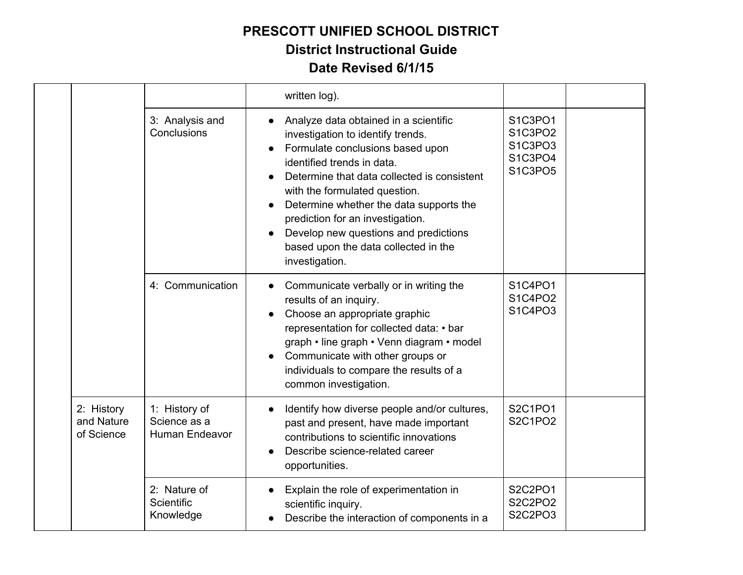# PRESCOTT UNIFIED SCHOOL DISTRICT
## District Instructional Guide
## Date Revised 6/1/15

| | | | | | |
|---|---|---|---|---|---|
| | | | written log). | | |
| | | 3: Analysis and Conclusions | ● Analyze data obtained in a scientific investigation to identify trends.<br>● Formulate conclusions based upon identified trends in data.<br>● Determine that data collected is consistent with the formulated question.<br>● Determine whether the data supports the prediction for an investigation.<br>● Develop new questions and predictions based upon the data collected in the investigation. | S1C3PO1<br>S1C3PO2<br>S1C3PO3<br>S1C3PO4<br>S1C3PO5 | |
| | | 4: Communication | ● Communicate verbally or in writing the results of an inquiry.<br>● Choose an appropriate graphic representation for collected data: • bar graph • line graph • Venn diagram • model<br>● Communicate with other groups or individuals to compare the results of a common investigation. | S1C4PO1<br>S1C4PO2<br>S1C4PO3 | |
| | 2: History and Nature of Science | 1: History of Science as a Human Endeavor | ● Identify how diverse people and/or cultures, past and present, have made important contributions to scientific innovations<br>● Describe science-related career opportunities. | S2C1PO1<br>S2C1PO2 | |
| | | 2: Nature of Scientific Knowledge | ● Explain the role of experimentation in scientific inquiry.<br>● Describe the interaction of components in a | S2C2PO1<br>S2C2PO2<br>S2C2PO3 | |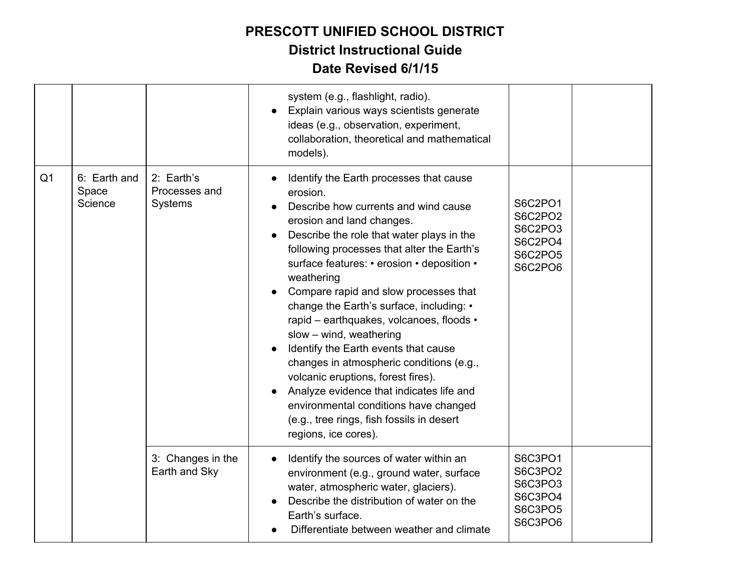# PRESCOTT UNIFIED SCHOOL DISTRICT
## District Instructional Guide
## Date Revised 6/1/15

| | | | | | |
|---|---|---|---|---|---|
| | | | system (e.g., flashlight, radio).<br>● Explain various ways scientists generate ideas (e.g., observation, experiment, collaboration, theoretical and mathematical models). | | |
| Q1 | 6: Earth and Space Science | 2: Earth's Processes and Systems | ● Identify the Earth processes that cause erosion.<br>● Describe how currents and wind cause erosion and land changes.<br>● Describe the role that water plays in the following processes that alter the Earth's surface features: • erosion • deposition • weathering<br>● Compare rapid and slow processes that change the Earth's surface, including: • rapid – earthquakes, volcanoes, floods • slow – wind, weathering<br>● Identify the Earth events that cause changes in atmospheric conditions (e.g., volcanic eruptions, forest fires).<br>● Analyze evidence that indicates life and environmental conditions have changed (e.g., tree rings, fish fossils in desert regions, ice cores). | S6C2PO1<br>S6C2PO2<br>S6C2PO3<br>S6C2PO4<br>S6C2PO5<br>S6C2PO6 | |
| | | 3: Changes in the Earth and Sky | ● Identify the sources of water within an environment (e.g., ground water, surface water, atmospheric water, glaciers).<br>● Describe the distribution of water on the Earth's surface.<br>● Differentiate between weather and climate | S6C3PO1<br>S6C3PO2<br>S6C3PO3<br>S6C3PO4<br>S6C3PO5<br>S6C3PO6 | |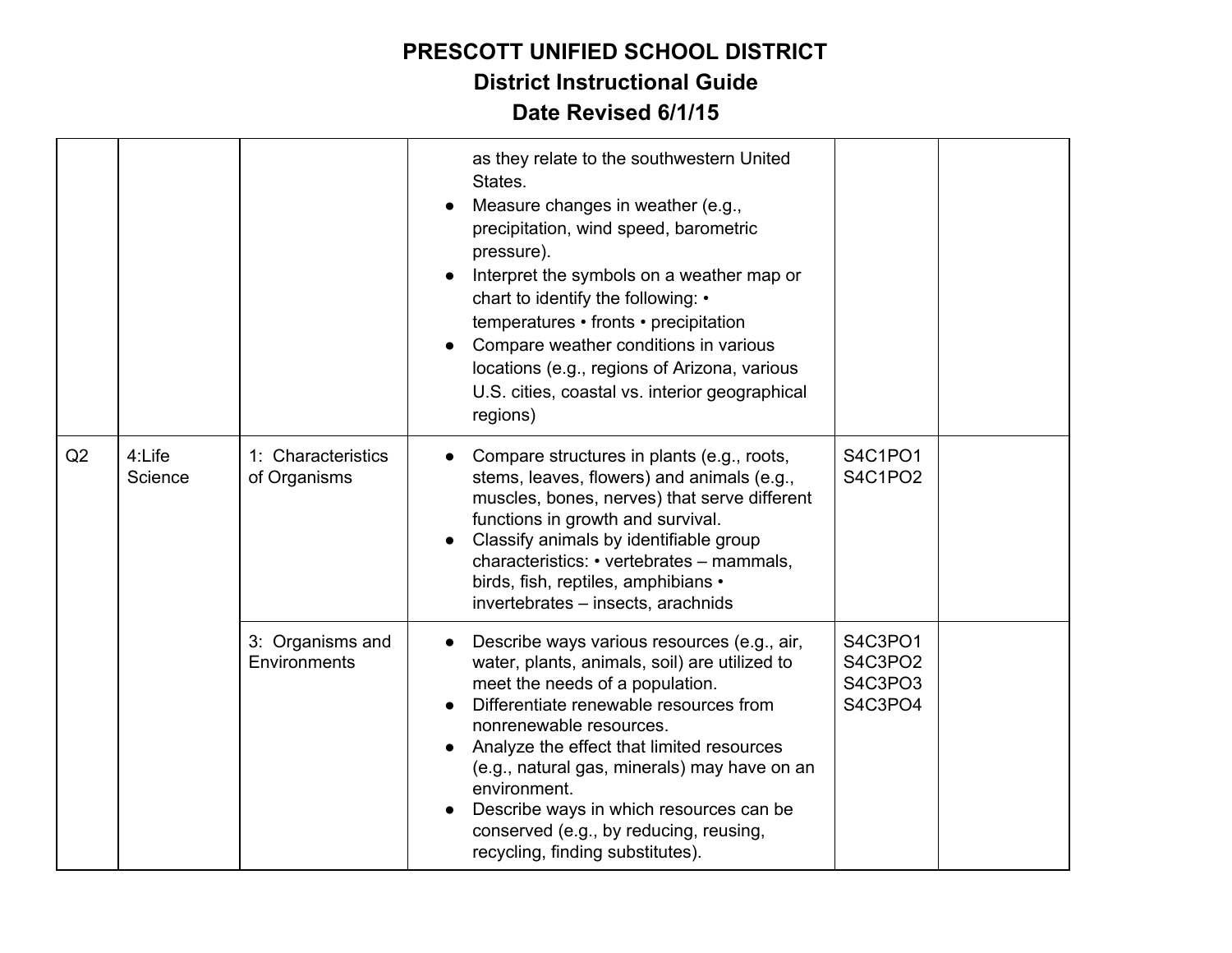# PRESCOTT UNIFIED SCHOOL DISTRICT

## District Instructional Guide

## Date Revised 6/1/15

| | | | | | |
|---|---|---|---|---|---|
| | | | as they relate to the southwestern United States.<br>● Measure changes in weather (e.g., precipitation, wind speed, barometric pressure).<br>● Interpret the symbols on a weather map or chart to identify the following: • temperatures • fronts • precipitation<br>● Compare weather conditions in various locations (e.g., regions of Arizona, various U.S. cities, coastal vs. interior geographical regions) | | |
| Q2 | 4:Life Science | 1: Characteristics of Organisms | ● Compare structures in plants (e.g., roots, stems, leaves, flowers) and animals (e.g., muscles, bones, nerves) that serve different functions in growth and survival.<br>● Classify animals by identifiable group characteristics: • vertebrates – mammals, birds, fish, reptiles, amphibians • invertebrates – insects, arachnids | S4C1PO1<br>S4C1PO2 | |
| | | 3: Organisms and Environments | ● Describe ways various resources (e.g., air, water, plants, animals, soil) are utilized to meet the needs of a population.<br>● Differentiate renewable resources from nonrenewable resources.<br>● Analyze the effect that limited resources (e.g., natural gas, minerals) may have on an environment.<br>● Describe ways in which resources can be conserved (e.g., by reducing, reusing, recycling, finding substitutes). | S4C3PO1<br>S4C3PO2<br>S4C3PO3<br>S4C3PO4 | |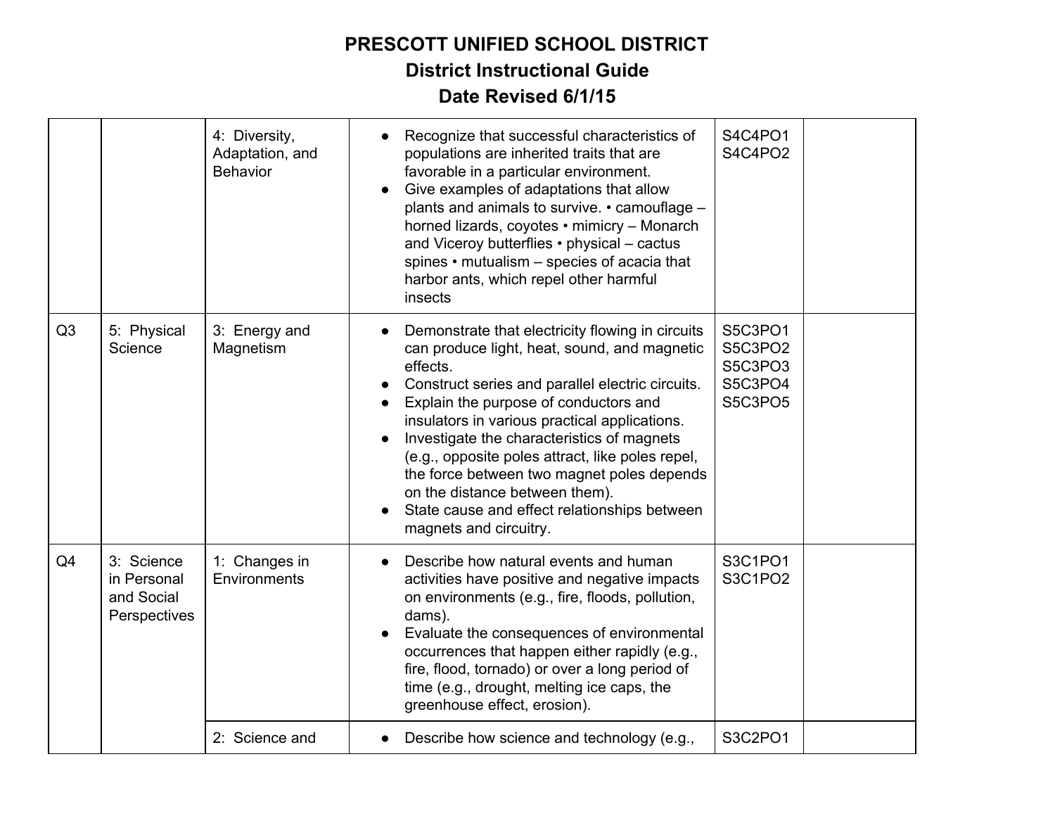# PRESCOTT UNIFIED SCHOOL DISTRICT
## District Instructional Guide
## Date Revised 6/1/15

| | | | | | |
|---|---|---|---|---|---|
| | | 4: Diversity, Adaptation, and Behavior | • Recognize that successful characteristics of populations are inherited traits that are favorable in a particular environment.<br>• Give examples of adaptations that allow plants and animals to survive. • camouflage – horned lizards, coyotes • mimicry – Monarch and Viceroy butterflies • physical – cactus spines • mutualism – species of acacia that harbor ants, which repel other harmful insects | S4C4PO1<br>S4C4PO2 | |
| Q3 | 5: Physical Science | 3: Energy and Magnetism | • Demonstrate that electricity flowing in circuits can produce light, heat, sound, and magnetic effects.<br>• Construct series and parallel electric circuits.<br>• Explain the purpose of conductors and insulators in various practical applications.<br>• Investigate the characteristics of magnets (e.g., opposite poles attract, like poles repel, the force between two magnet poles depends on the distance between them).<br>• State cause and effect relationships between magnets and circuitry. | S5C3PO1<br>S5C3PO2<br>S5C3PO3<br>S5C3PO4<br>S5C3PO5 | |
| Q4 | 3: Science in Personal and Social Perspectives | 1: Changes in Environments | • Describe how natural events and human activities have positive and negative impacts on environments (e.g., fire, floods, pollution, dams).<br>• Evaluate the consequences of environmental occurrences that happen either rapidly (e.g., fire, flood, tornado) or over a long period of time (e.g., drought, melting ice caps, the greenhouse effect, erosion). | S3C1PO1<br>S3C1PO2 | |
| | | 2: Science and | • Describe how science and technology (e.g., | S3C2PO1 | |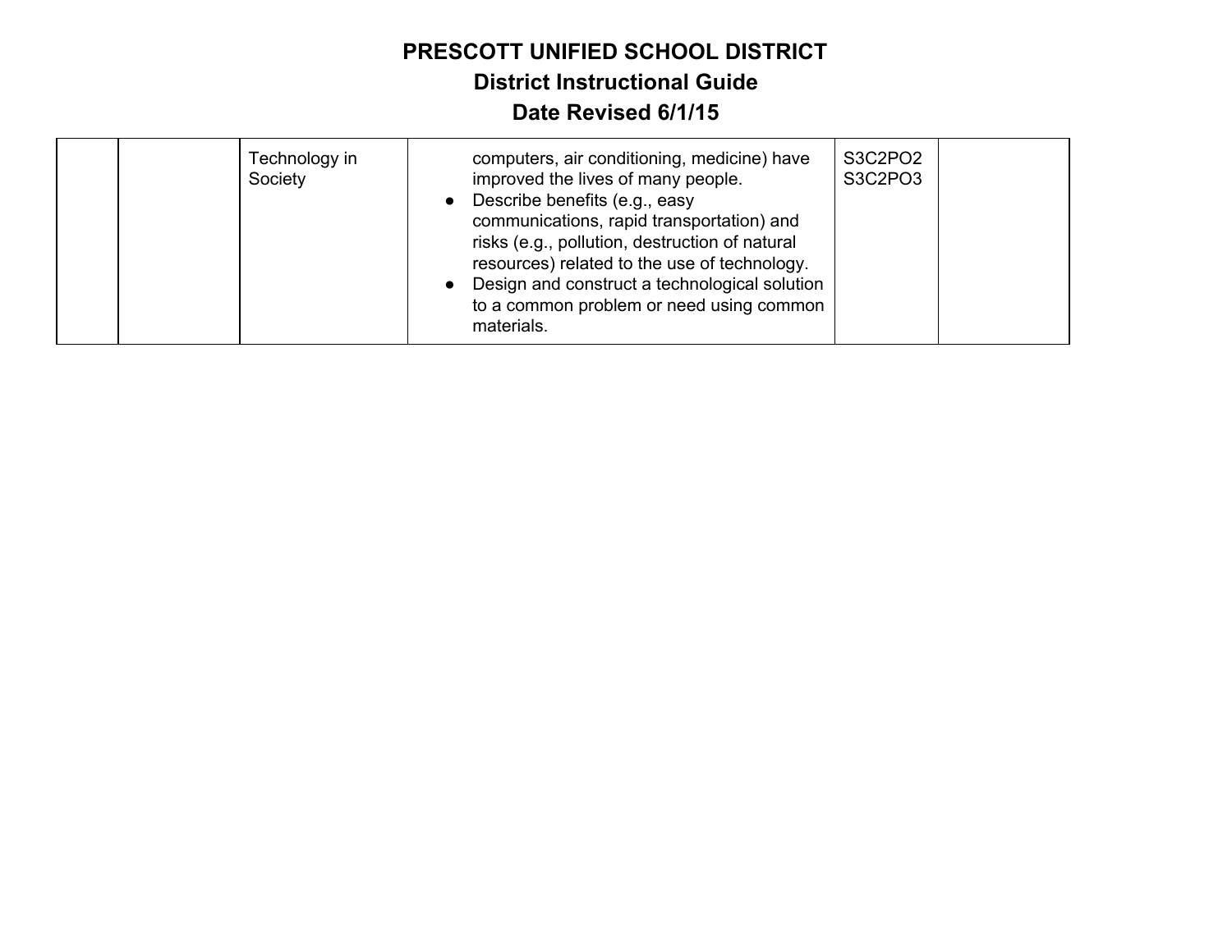# PRESCOTT UNIFIED SCHOOL DISTRICT
## District Instructional Guide
## Date Revised 6/1/15

| | | | | | |
|---|---|---|---|---|---|
| | | Technology in Society | computers, air conditioning, medicine) have improved the lives of many people.<br>● Describe benefits (e.g., easy communications, rapid transportation) and risks (e.g., pollution, destruction of natural resources) related to the use of technology.<br>● Design and construct a technological solution to a common problem or need using common materials. | S3C2PO2<br>S3C2PO3 | |